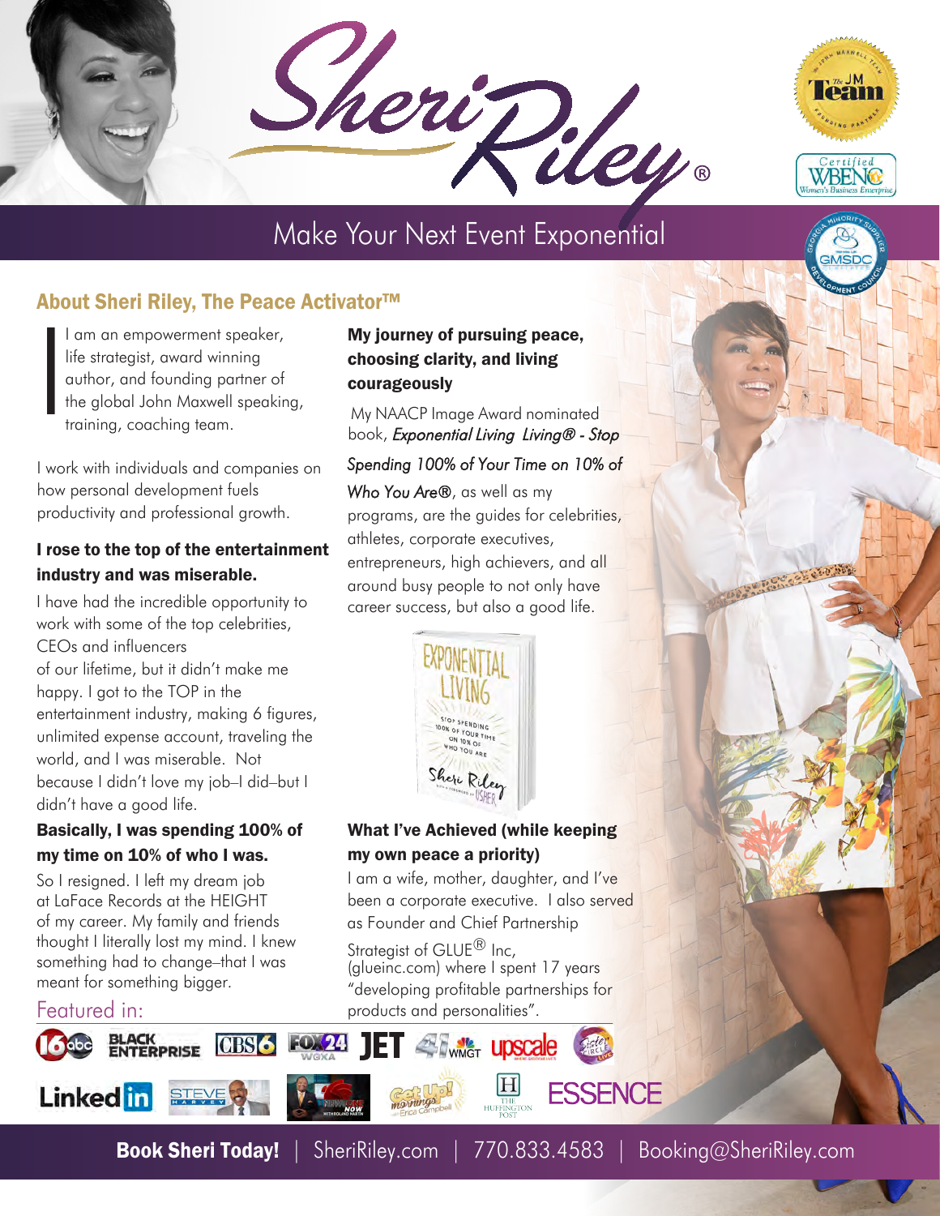# Sheri Riley®

## Make Your Next Event Exponential

### About Sheri Riley, The Peace Activator™

I am an empowerment speaker, life strategist, award winning author, and founding partner of the global John Maxwell speaking, training, coaching team.

I work with individuals and companies on how personal development fuels productivity and professional growth.

**I rose to the top of the entertainment industry and was miserable.**

I have had the incredible opportunity to work with some of the top celebrities, CEOs and influencers of our lifetime, but it didn't make me happy. I got to the TOP in the entertainment industry, making 6 figures, unlimited expense account, traveling the world, and I was miserable. Not because I didn't love my job–I did–but I didn't have a good life.

**Basically, I was spending 100% of my time on 10% of who I was.**

So I resigned. I left my dream job at LaFace Records at the HEIGHT of my career. My family and friends thought I literally lost my mind. I knew something had to change–that I was meant for something bigger.

**My journey of pursuing peace, choosing clarity, and living courageously**

My NAACP Image Award nominated book, *Exponential Living Living® - Stop Spending 100% of Your Time on 10% of Who You Are®*, as well as my programs, are the guides for celebrities, athletes, corporate executives, entrepreneurs, high achievers, and all around busy people to not only have career success, but also a good life.

**What I've Achieved (while keeping my own peace a priority)**

I am a wife, mother, daughter, and I've been a corporate executive. I also served as Founder and Chief Partnership Strategist of GLUE® Inc, (glueinc.com) where I spent 17 years "developing profitable partnerships for products and personalities".

Featured in:

**Book Sheri Today!** | SheriRiley.com | 770.833.4583 | Booking@SheriRiley.com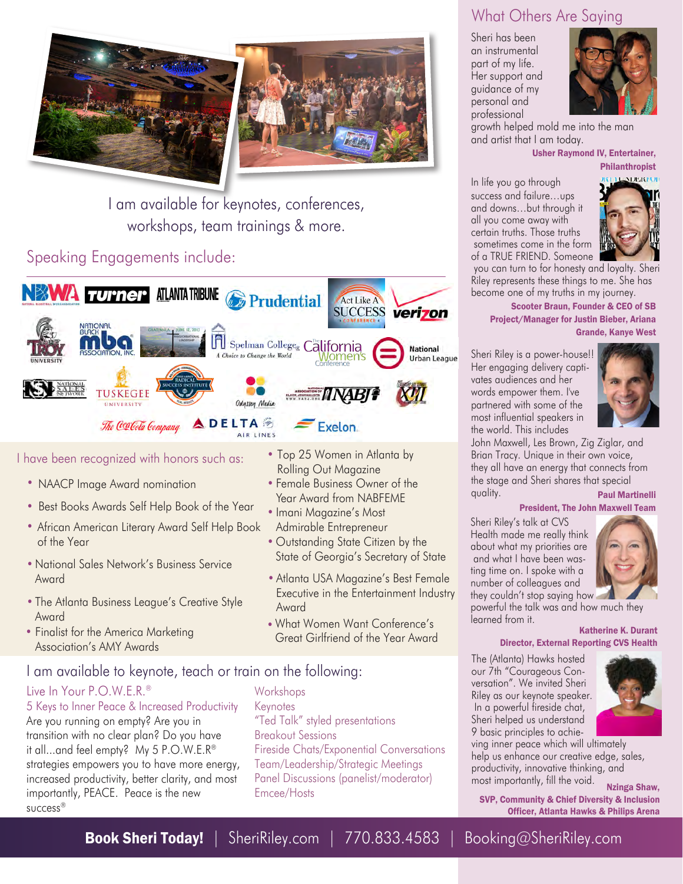I am available for keynotes, conferences, workshops, team trainings & more.

## Speaking Engagements include:

NBWA, Turner, Atlanta Tribune, Prudential, Act Like A Success Conference, Verizon, Troy University, National Black MBA Association, Inc., Spelman College, California Women's Conference, National Urban League, National Sales Network, Tuskegee University, Radical Success Institute, Odyssey Media, NABJ, The Coca-Cola Company, Delta Air Lines, Exelon

## I have been recognized with honors such as:

- NAACP Image Award nomination
- Best Books Awards Self Help Book of the Year
- African American Literary Award Self Help Book of the Year
- National Sales Network's Business Service Award
- The Atlanta Business League's Creative Style Award
- Finalist for the America Marketing Association's AMY Awards
- Top 25 Women in Atlanta by Rolling Out Magazine
- Female Business Owner of the Year Award from NABFEME
- Imani Magazine's Most Admirable Entrepreneur
- Outstanding State Citizen by the State of Georgia's Secretary of State
- Atlanta USA Magazine's Best Female Executive in the Entertainment Industry Award
- What Women Want Conference's Great Girlfriend of the Year Award

## I am available to keynote, teach or train on the following:

### Live In Your P.O.W.E.R.®

### 5 Keys to Inner Peace & Increased Productivity

Are you running on empty? Are you in transition with no clear plan? Do you have it all...and feel empty? My 5 P.O.W.E.R® strategies empowers you to have more energy, increased productivity, better clarity, and most importantly, PEACE. Peace is the new success®

Workshops
Keynotes
"Ted Talk" styled presentations
Breakout Sessions
Fireside Chats/Exponential Conversations
Team/Leadership/Strategic Meetings
Panel Discussions (panelist/moderator)
Emcee/Hosts

## What Others Are Saying

Sheri has been an instrumental part of my life. Her support and guidance of my personal and professional growth helped mold me into the man and artist that I am today.

**Usher Raymond IV, Entertainer, Philanthropist**

In life you go through success and failure...ups and downs...but through it all you come away with certain truths. Those truths sometimes come in the form of a TRUE FRIEND. Someone you can turn to for honesty and loyalty. Sheri Riley represents these things to me. She has become one of my truths in my journey.

**Scooter Braun, Founder & CEO of SB Project/Manager for Justin Bieber, Ariana Grande, Kanye West**

Sheri Riley is a power-house!! Her engaging delivery captivates audiences and her words empower them. I've partnered with some of the most influential speakers in the world. This includes John Maxwell, Les Brown, Zig Ziglar, and Brian Tracy. Unique in their own voice, they all have an energy that connects from the stage and Sheri shares that special quality.

**Paul Martinelli, President, The John Maxwell Team**

Sheri Riley's talk at CVS Health made me really think about what my priorities are and what I have been wasting time on. I spoke with a number of colleagues and they couldn't stop saying how powerful the talk was and how much they learned from it.

**Katherine K. Durant, Director, External Reporting CVS Health**

The (Atlanta) Hawks hosted our 7th "Courageous Conversation". We invited Sheri Riley as our keynote speaker. In a powerful fireside chat, Sheri helped us understand 9 basic principles to achieving inner peace which will ultimately help us enhance our creative edge, sales, productivity, innovative thinking, and most importantly, fill the void.

**Nzinga Shaw, SVP, Community & Chief Diversity & Inclusion Officer, Atlanta Hawks & Philips Arena**

**Book Sheri Today!** | SheriRiley.com | 770.833.4583 | Booking@SheriRiley.com